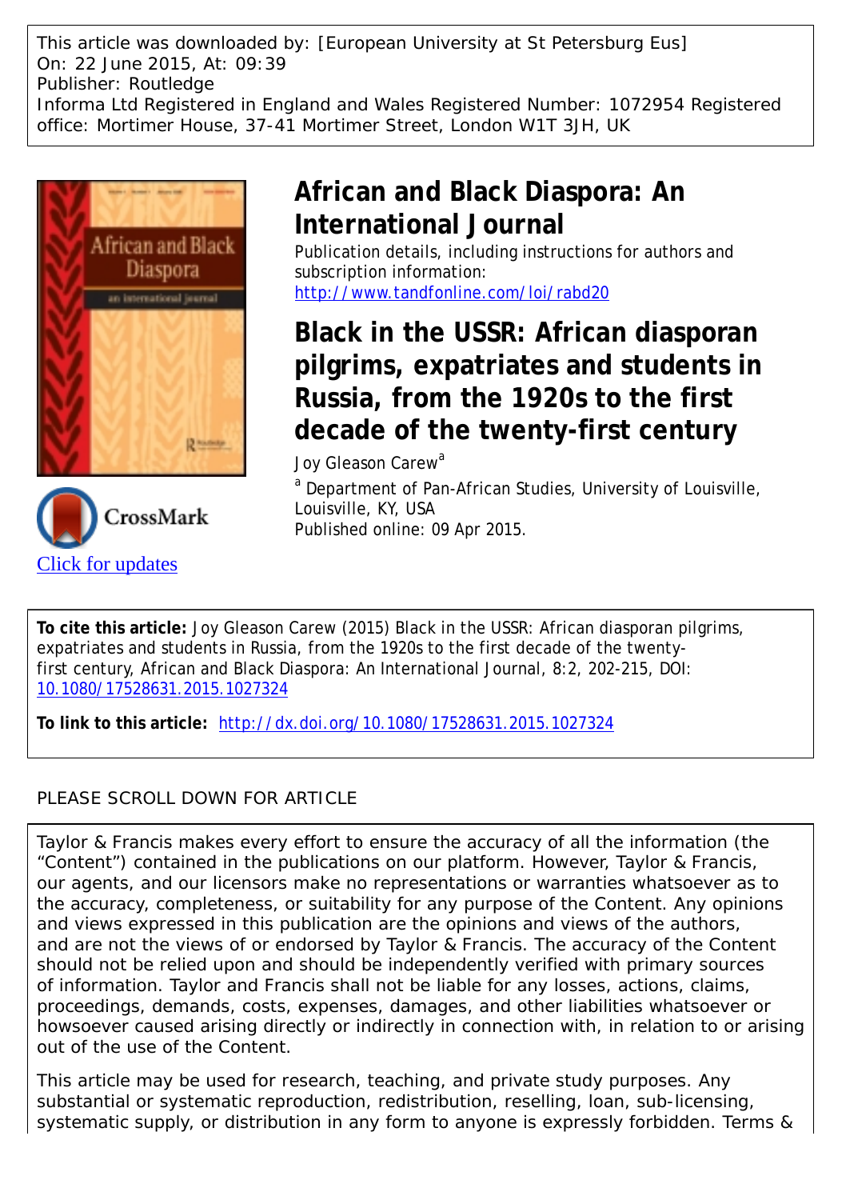This article was downloaded by: [European University at St Petersburg Eus]
On: 22 June 2015, At: 09:39
Publisher: Routledge
Informa Ltd Registered in England and Wales Registered Number: 1072954 Registered office: Mortimer House, 37-41 Mortimer Street, London W1T 3JH, UK

# African and Black Diaspora: An International Journal

Publication details, including instructions for authors and subscription information:
http://www.tandfonline.com/loi/rabd20

# Black in the USSR: African diasporan pilgrims, expatriates and students in Russia, from the 1920s to the first decade of the twenty-first century

Joy Gleason Carew[a]

[a] Department of Pan-African Studies, University of Louisville, Louisville, KY, USA

Published online: 09 Apr 2015.

Click for updates

**To cite this article:** Joy Gleason Carew (2015) Black in the USSR: African diasporan pilgrims, expatriates and students in Russia, from the 1920s to the first decade of the twenty-first century, African and Black Diaspora: An International Journal, 8:2, 202-215, DOI: 10.1080/17528631.2015.1027324

**To link to this article:** http://dx.doi.org/10.1080/17528631.2015.1027324

PLEASE SCROLL DOWN FOR ARTICLE

Taylor & Francis makes every effort to ensure the accuracy of all the information (the "Content") contained in the publications on our platform. However, Taylor & Francis, our agents, and our licensors make no representations or warranties whatsoever as to the accuracy, completeness, or suitability for any purpose of the Content. Any opinions and views expressed in this publication are the opinions and views of the authors, and are not the views of or endorsed by Taylor & Francis. The accuracy of the Content should not be relied upon and should be independently verified with primary sources of information. Taylor and Francis shall not be liable for any losses, actions, claims, proceedings, demands, costs, expenses, damages, and other liabilities whatsoever or howsoever caused arising directly or indirectly in connection with, in relation to or arising out of the use of the Content.

This article may be used for research, teaching, and private study purposes. Any substantial or systematic reproduction, redistribution, reselling, loan, sub-licensing, systematic supply, or distribution in any form to anyone is expressly forbidden. Terms &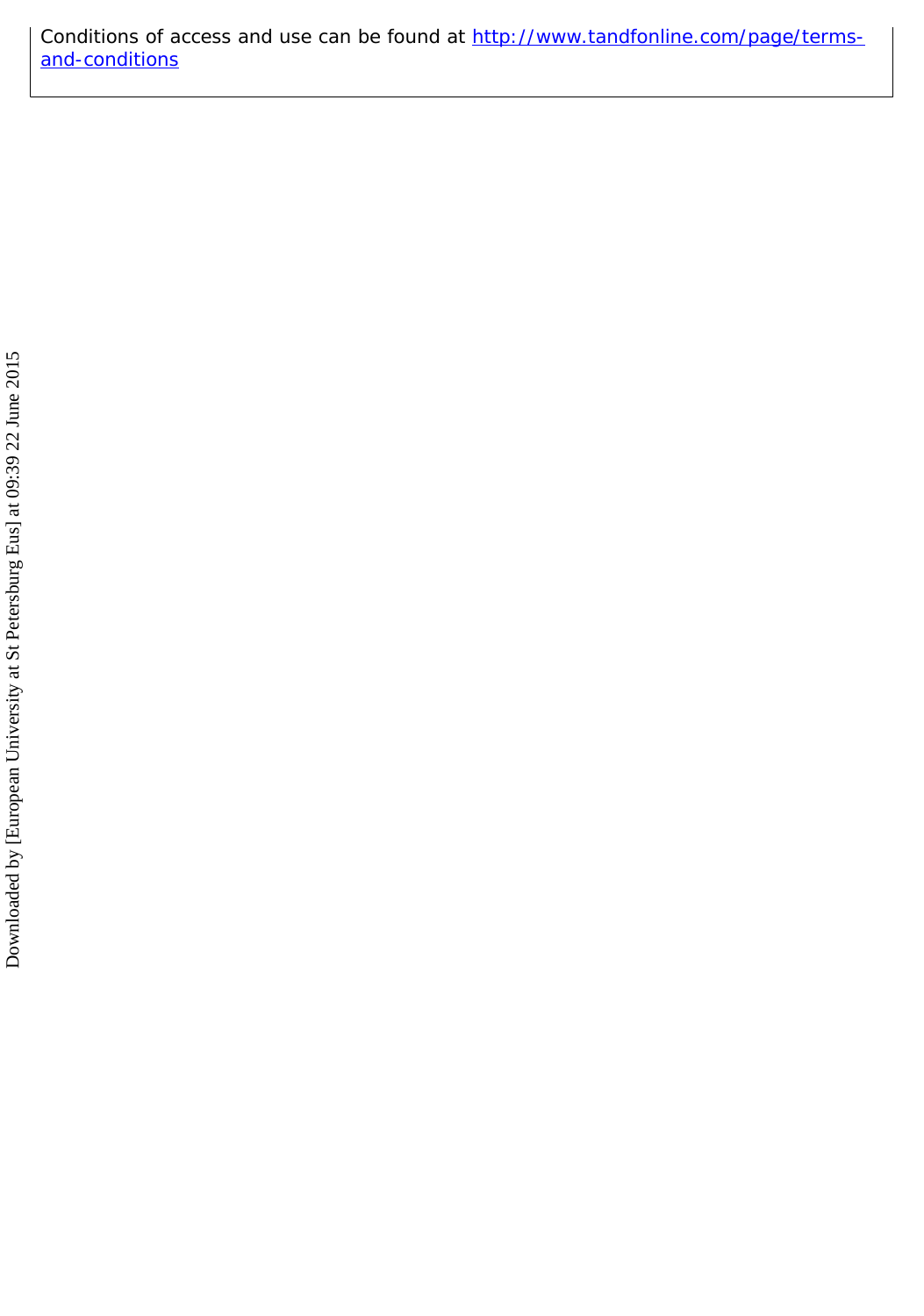Conditions of access and use can be found at http://www.tandfonline.com/page/terms-and-conditions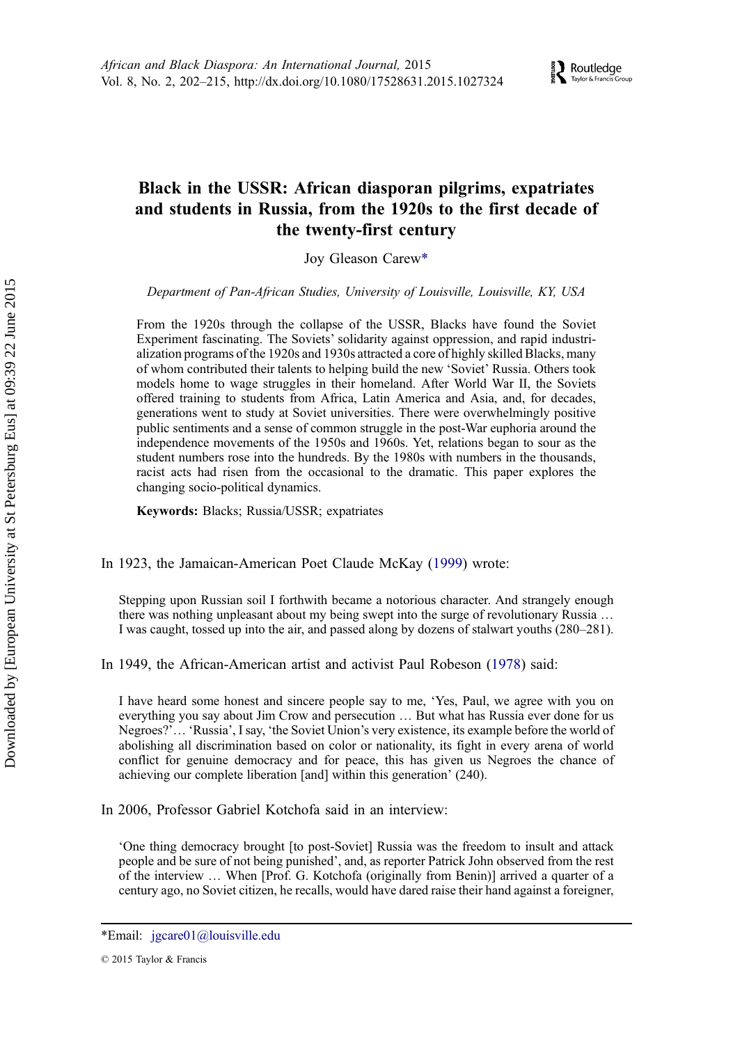# Black in the USSR: African diasporan pilgrims, expatriates and students in Russia, from the 1920s to the first decade of the twenty-first century

Joy Gleason Carew*

*Department of Pan-African Studies, University of Louisville, Louisville, KY, USA*

From the 1920s through the collapse of the USSR, Blacks have found the Soviet Experiment fascinating. The Soviets' solidarity against oppression, and rapid industrialization programs of the 1920s and 1930s attracted a core of highly skilled Blacks, many of whom contributed their talents to helping build the new 'Soviet' Russia. Others took models home to wage struggles in their homeland. After World War II, the Soviets offered training to students from Africa, Latin America and Asia, and, for decades, generations went to study at Soviet universities. There were overwhelmingly positive public sentiments and a sense of common struggle in the post-War euphoria around the independence movements of the 1950s and 1960s. Yet, relations began to sour as the student numbers rose into the hundreds. By the 1980s with numbers in the thousands, racist acts had risen from the occasional to the dramatic. This paper explores the changing socio-political dynamics.

**Keywords:** Blacks; Russia/USSR; expatriates

In 1923, the Jamaican-American Poet Claude McKay (1999) wrote:

> Stepping upon Russian soil I forthwith became a notorious character. And strangely enough there was nothing unpleasant about my being swept into the surge of revolutionary Russia … I was caught, tossed up into the air, and passed along by dozens of stalwart youths (280–281).

In 1949, the African-American artist and activist Paul Robeson (1978) said:

> I have heard some honest and sincere people say to me, 'Yes, Paul, we agree with you on everything you say about Jim Crow and persecution … But what has Russia ever done for us Negroes?'… 'Russia', I say, 'the Soviet Union's very existence, its example before the world of abolishing all discrimination based on color or nationality, its fight in every arena of world conflict for genuine democracy and for peace, this has given us Negroes the chance of achieving our complete liberation [and] within this generation' (240).

In 2006, Professor Gabriel Kotchofa said in an interview:

> 'One thing democracy brought [to post-Soviet] Russia was the freedom to insult and attack people and be sure of not being punished', and, as reporter Patrick John observed from the rest of the interview … When [Prof. G. Kotchofa (originally from Benin)] arrived a quarter of a century ago, no Soviet citizen, he recalls, would have dared raise their hand against a foreigner,

*Email: jgcare01@louisville.edu

© 2015 Taylor & Francis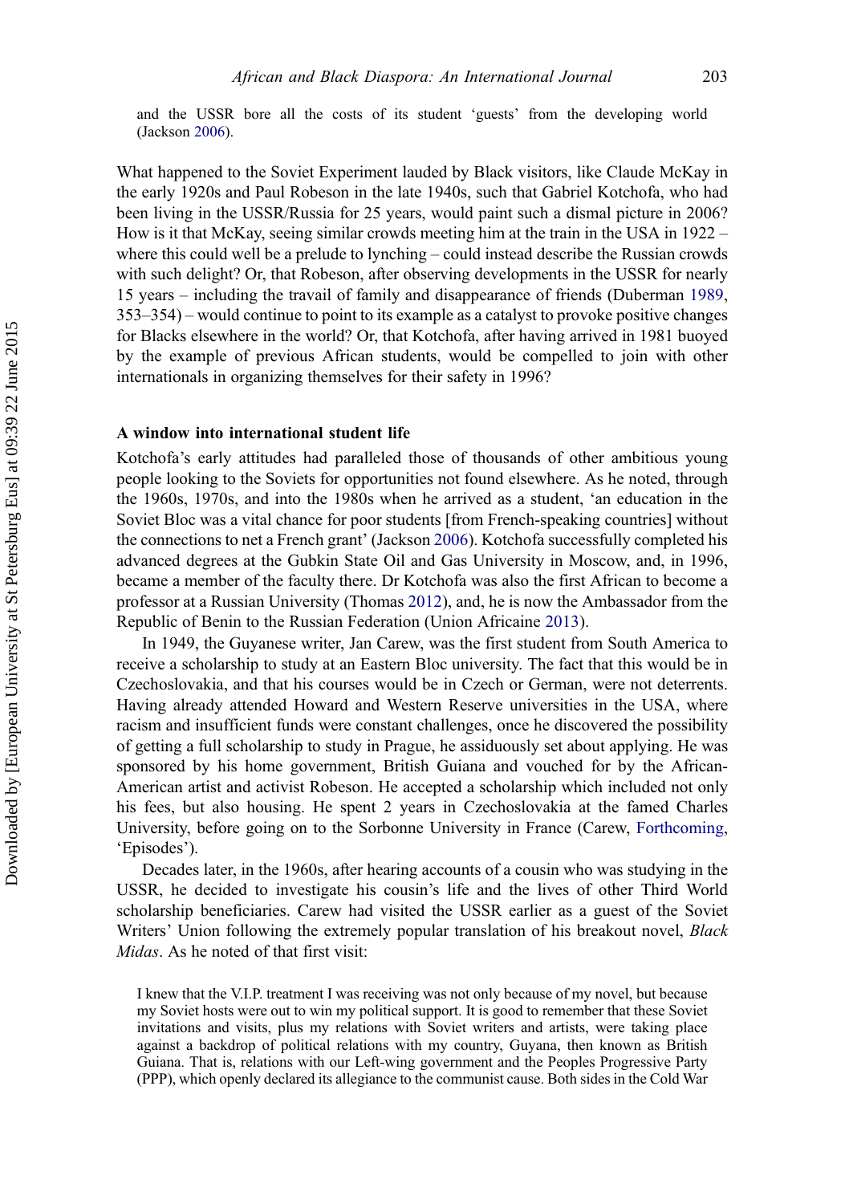and the USSR bore all the costs of its student 'guests' from the developing world (Jackson 2006).

What happened to the Soviet Experiment lauded by Black visitors, like Claude McKay in the early 1920s and Paul Robeson in the late 1940s, such that Gabriel Kotchofa, who had been living in the USSR/Russia for 25 years, would paint such a dismal picture in 2006? How is it that McKay, seeing similar crowds meeting him at the train in the USA in 1922 – where this could well be a prelude to lynching – could instead describe the Russian crowds with such delight? Or, that Robeson, after observing developments in the USSR for nearly 15 years – including the travail of family and disappearance of friends (Duberman 1989, 353–354) – would continue to point to its example as a catalyst to provoke positive changes for Blacks elsewhere in the world? Or, that Kotchofa, after having arrived in 1981 buoyed by the example of previous African students, would be compelled to join with other internationals in organizing themselves for their safety in 1996?

### A window into international student life

Kotchofa's early attitudes had paralleled those of thousands of other ambitious young people looking to the Soviets for opportunities not found elsewhere. As he noted, through the 1960s, 1970s, and into the 1980s when he arrived as a student, 'an education in the Soviet Bloc was a vital chance for poor students [from French-speaking countries] without the connections to net a French grant' (Jackson 2006). Kotchofa successfully completed his advanced degrees at the Gubkin State Oil and Gas University in Moscow, and, in 1996, became a member of the faculty there. Dr Kotchofa was also the first African to become a professor at a Russian University (Thomas 2012), and, he is now the Ambassador from the Republic of Benin to the Russian Federation (Union Africaine 2013).

In 1949, the Guyanese writer, Jan Carew, was the first student from South America to receive a scholarship to study at an Eastern Bloc university. The fact that this would be in Czechoslovakia, and that his courses would be in Czech or German, were not deterrents. Having already attended Howard and Western Reserve universities in the USA, where racism and insufficient funds were constant challenges, once he discovered the possibility of getting a full scholarship to study in Prague, he assiduously set about applying. He was sponsored by his home government, British Guiana and vouched for by the African-American artist and activist Robeson. He accepted a scholarship which included not only his fees, but also housing. He spent 2 years in Czechoslovakia at the famed Charles University, before going on to the Sorbonne University in France (Carew, Forthcoming, 'Episodes').

Decades later, in the 1960s, after hearing accounts of a cousin who was studying in the USSR, he decided to investigate his cousin's life and the lives of other Third World scholarship beneficiaries. Carew had visited the USSR earlier as a guest of the Soviet Writers' Union following the extremely popular translation of his breakout novel, *Black Midas*. As he noted of that first visit:

> I knew that the V.I.P. treatment I was receiving was not only because of my novel, but because my Soviet hosts were out to win my political support. It is good to remember that these Soviet invitations and visits, plus my relations with Soviet writers and artists, were taking place against a backdrop of political relations with my country, Guyana, then known as British Guiana. That is, relations with our Left-wing government and the Peoples Progressive Party (PPP), which openly declared its allegiance to the communist cause. Both sides in the Cold War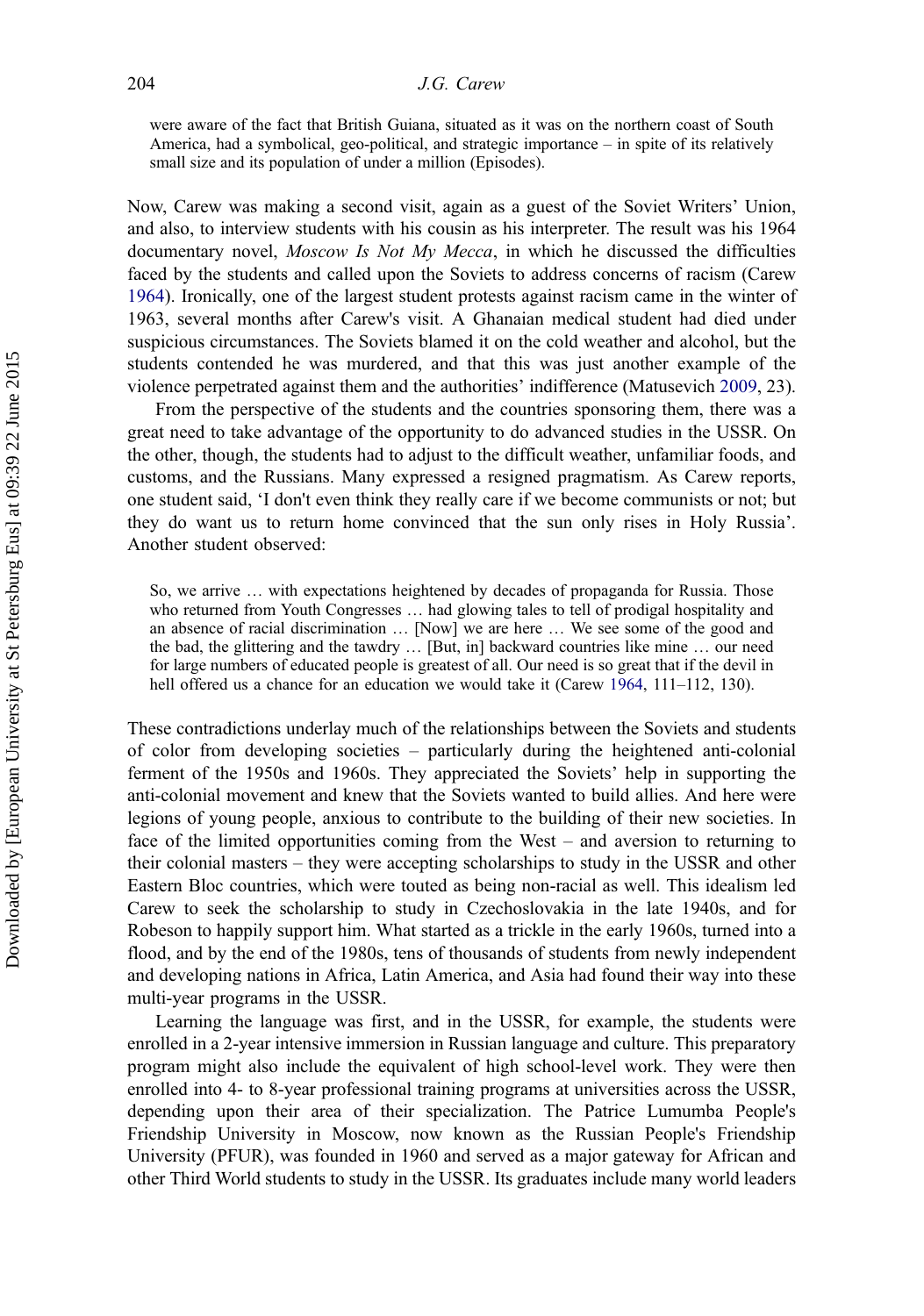> were aware of the fact that British Guiana, situated as it was on the northern coast of South America, had a symbolical, geo-political, and strategic importance – in spite of its relatively small size and its population of under a million (Episodes).

Now, Carew was making a second visit, again as a guest of the Soviet Writers' Union, and also, to interview students with his cousin as his interpreter. The result was his 1964 documentary novel, *Moscow Is Not My Mecca*, in which he discussed the difficulties faced by the students and called upon the Soviets to address concerns of racism (Carew 1964). Ironically, one of the largest student protests against racism came in the winter of 1963, several months after Carew's visit. A Ghanaian medical student had died under suspicious circumstances. The Soviets blamed it on the cold weather and alcohol, but the students contended he was murdered, and that this was just another example of the violence perpetrated against them and the authorities' indifference (Matusevich 2009, 23).

From the perspective of the students and the countries sponsoring them, there was a great need to take advantage of the opportunity to do advanced studies in the USSR. On the other, though, the students had to adjust to the difficult weather, unfamiliar foods, and customs, and the Russians. Many expressed a resigned pragmatism. As Carew reports, one student said, 'I don't even think they really care if we become communists or not; but they do want us to return home convinced that the sun only rises in Holy Russia'. Another student observed:

> So, we arrive … with expectations heightened by decades of propaganda for Russia. Those who returned from Youth Congresses … had glowing tales to tell of prodigal hospitality and an absence of racial discrimination … [Now] we are here … We see some of the good and the bad, the glittering and the tawdry … [But, in] backward countries like mine … our need for large numbers of educated people is greatest of all. Our need is so great that if the devil in hell offered us a chance for an education we would take it (Carew 1964, 111–112, 130).

These contradictions underlay much of the relationships between the Soviets and students of color from developing societies – particularly during the heightened anti-colonial ferment of the 1950s and 1960s. They appreciated the Soviets' help in supporting the anti-colonial movement and knew that the Soviets wanted to build allies. And here were legions of young people, anxious to contribute to the building of their new societies. In face of the limited opportunities coming from the West – and aversion to returning to their colonial masters – they were accepting scholarships to study in the USSR and other Eastern Bloc countries, which were touted as being non-racial as well. This idealism led Carew to seek the scholarship to study in Czechoslovakia in the late 1940s, and for Robeson to happily support him. What started as a trickle in the early 1960s, turned into a flood, and by the end of the 1980s, tens of thousands of students from newly independent and developing nations in Africa, Latin America, and Asia had found their way into these multi-year programs in the USSR.

Learning the language was first, and in the USSR, for example, the students were enrolled in a 2-year intensive immersion in Russian language and culture. This preparatory program might also include the equivalent of high school-level work. They were then enrolled into 4- to 8-year professional training programs at universities across the USSR, depending upon their area of their specialization. The Patrice Lumumba People's Friendship University in Moscow, now known as the Russian People's Friendship University (PFUR), was founded in 1960 and served as a major gateway for African and other Third World students to study in the USSR. Its graduates include many world leaders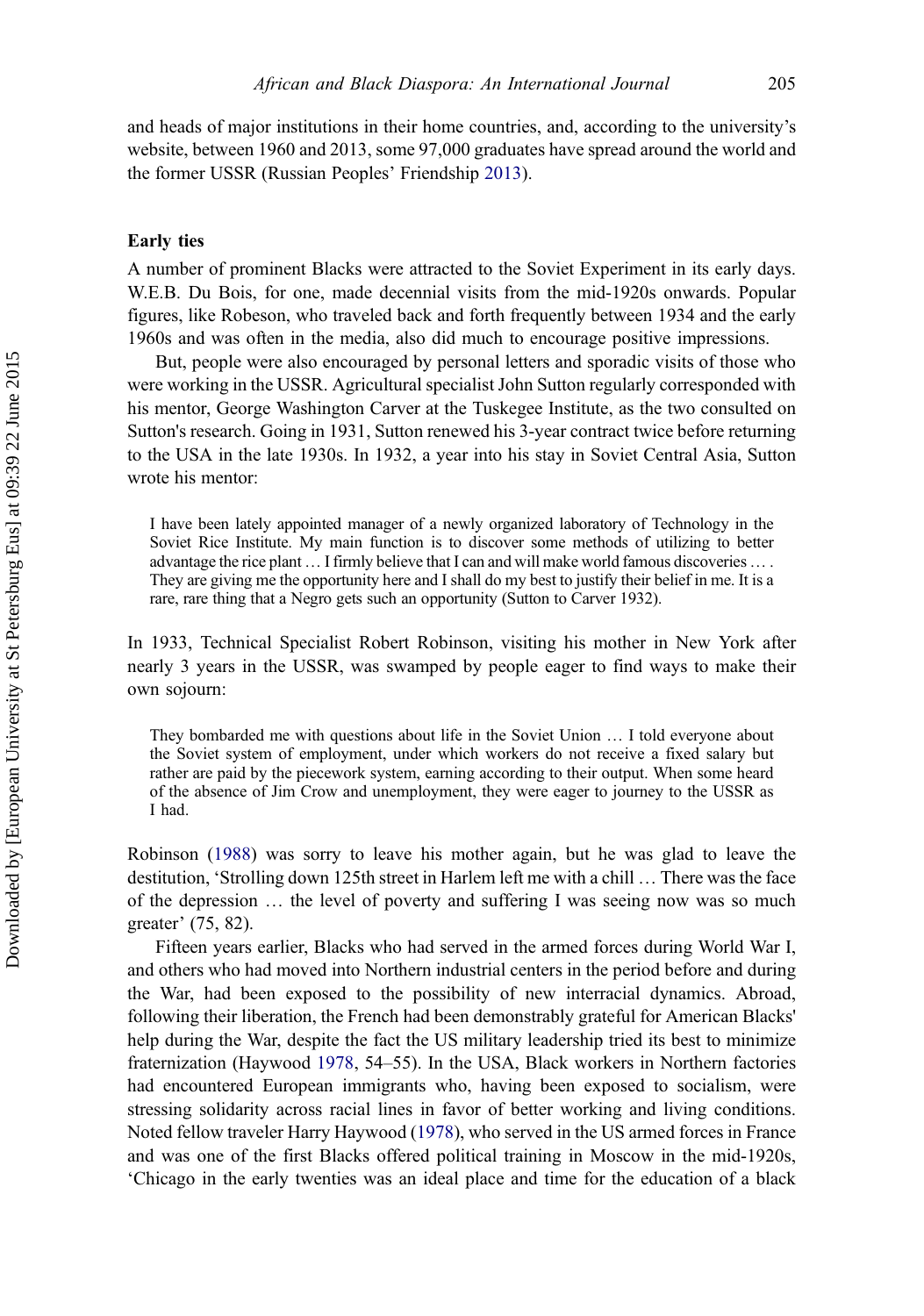and heads of major institutions in their home countries, and, according to the university's website, between 1960 and 2013, some 97,000 graduates have spread around the world and the former USSR (Russian Peoples' Friendship 2013).

## Early ties

A number of prominent Blacks were attracted to the Soviet Experiment in its early days. W.E.B. Du Bois, for one, made decennial visits from the mid-1920s onwards. Popular figures, like Robeson, who traveled back and forth frequently between 1934 and the early 1960s and was often in the media, also did much to encourage positive impressions.

But, people were also encouraged by personal letters and sporadic visits of those who were working in the USSR. Agricultural specialist John Sutton regularly corresponded with his mentor, George Washington Carver at the Tuskegee Institute, as the two consulted on Sutton's research. Going in 1931, Sutton renewed his 3-year contract twice before returning to the USA in the late 1930s. In 1932, a year into his stay in Soviet Central Asia, Sutton wrote his mentor:

> I have been lately appointed manager of a newly organized laboratory of Technology in the Soviet Rice Institute. My main function is to discover some methods of utilizing to better advantage the rice plant … I firmly believe that I can and will make world famous discoveries … . They are giving me the opportunity here and I shall do my best to justify their belief in me. It is a rare, rare thing that a Negro gets such an opportunity (Sutton to Carver 1932).

In 1933, Technical Specialist Robert Robinson, visiting his mother in New York after nearly 3 years in the USSR, was swamped by people eager to find ways to make their own sojourn:

> They bombarded me with questions about life in the Soviet Union … I told everyone about the Soviet system of employment, under which workers do not receive a fixed salary but rather are paid by the piecework system, earning according to their output. When some heard of the absence of Jim Crow and unemployment, they were eager to journey to the USSR as I had.

Robinson (1988) was sorry to leave his mother again, but he was glad to leave the destitution, 'Strolling down 125th street in Harlem left me with a chill … There was the face of the depression … the level of poverty and suffering I was seeing now was so much greater' (75, 82).

Fifteen years earlier, Blacks who had served in the armed forces during World War I, and others who had moved into Northern industrial centers in the period before and during the War, had been exposed to the possibility of new interracial dynamics. Abroad, following their liberation, the French had been demonstrably grateful for American Blacks' help during the War, despite the fact the US military leadership tried its best to minimize fraternization (Haywood 1978, 54–55). In the USA, Black workers in Northern factories had encountered European immigrants who, having been exposed to socialism, were stressing solidarity across racial lines in favor of better working and living conditions. Noted fellow traveler Harry Haywood (1978), who served in the US armed forces in France and was one of the first Blacks offered political training in Moscow in the mid-1920s, 'Chicago in the early twenties was an ideal place and time for the education of a black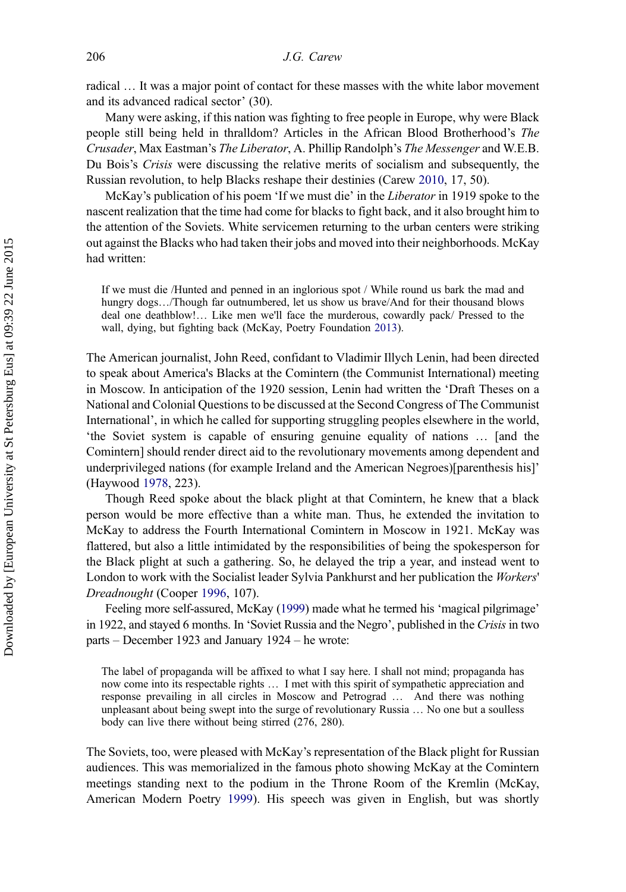radical … It was a major point of contact for these masses with the white labor movement and its advanced radical sector' (30).

Many were asking, if this nation was fighting to free people in Europe, why were Black people still being held in thralldom? Articles in the African Blood Brotherhood's *The Crusader*, Max Eastman's *The Liberator*, A. Phillip Randolph's *The Messenger* and W.E.B. Du Bois's *Crisis* were discussing the relative merits of socialism and subsequently, the Russian revolution, to help Blacks reshape their destinies (Carew 2010, 17, 50).

McKay's publication of his poem 'If we must die' in the *Liberator* in 1919 spoke to the nascent realization that the time had come for blacks to fight back, and it also brought him to the attention of the Soviets. White servicemen returning to the urban centers were striking out against the Blacks who had taken their jobs and moved into their neighborhoods. McKay had written:

> If we must die /Hunted and penned in an inglorious spot / While round us bark the mad and hungry dogs…/Though far outnumbered, let us show us brave/And for their thousand blows deal one deathblow!… Like men we'll face the murderous, cowardly pack/ Pressed to the wall, dying, but fighting back (McKay, Poetry Foundation 2013).

The American journalist, John Reed, confidant to Vladimir Illych Lenin, had been directed to speak about America's Blacks at the Comintern (the Communist International) meeting in Moscow. In anticipation of the 1920 session, Lenin had written the 'Draft Theses on a National and Colonial Questions to be discussed at the Second Congress of The Communist International', in which he called for supporting struggling peoples elsewhere in the world, 'the Soviet system is capable of ensuring genuine equality of nations … [and the Comintern] should render direct aid to the revolutionary movements among dependent and underprivileged nations (for example Ireland and the American Negroes)[parenthesis his]' (Haywood 1978, 223).

Though Reed spoke about the black plight at that Comintern, he knew that a black person would be more effective than a white man. Thus, he extended the invitation to McKay to address the Fourth International Comintern in Moscow in 1921. McKay was flattered, but also a little intimidated by the responsibilities of being the spokesperson for the Black plight at such a gathering. So, he delayed the trip a year, and instead went to London to work with the Socialist leader Sylvia Pankhurst and her publication the *Workers' Dreadnought* (Cooper 1996, 107).

Feeling more self-assured, McKay (1999) made what he termed his 'magical pilgrimage' in 1922, and stayed 6 months. In 'Soviet Russia and the Negro', published in the *Crisis* in two parts – December 1923 and January 1924 – he wrote:

> The label of propaganda will be affixed to what I say here. I shall not mind; propaganda has now come into its respectable rights … I met with this spirit of sympathetic appreciation and response prevailing in all circles in Moscow and Petrograd … And there was nothing unpleasant about being swept into the surge of revolutionary Russia … No one but a soulless body can live there without being stirred (276, 280).

The Soviets, too, were pleased with McKay's representation of the Black plight for Russian audiences. This was memorialized in the famous photo showing McKay at the Comintern meetings standing next to the podium in the Throne Room of the Kremlin (McKay, American Modern Poetry 1999). His speech was given in English, but was shortly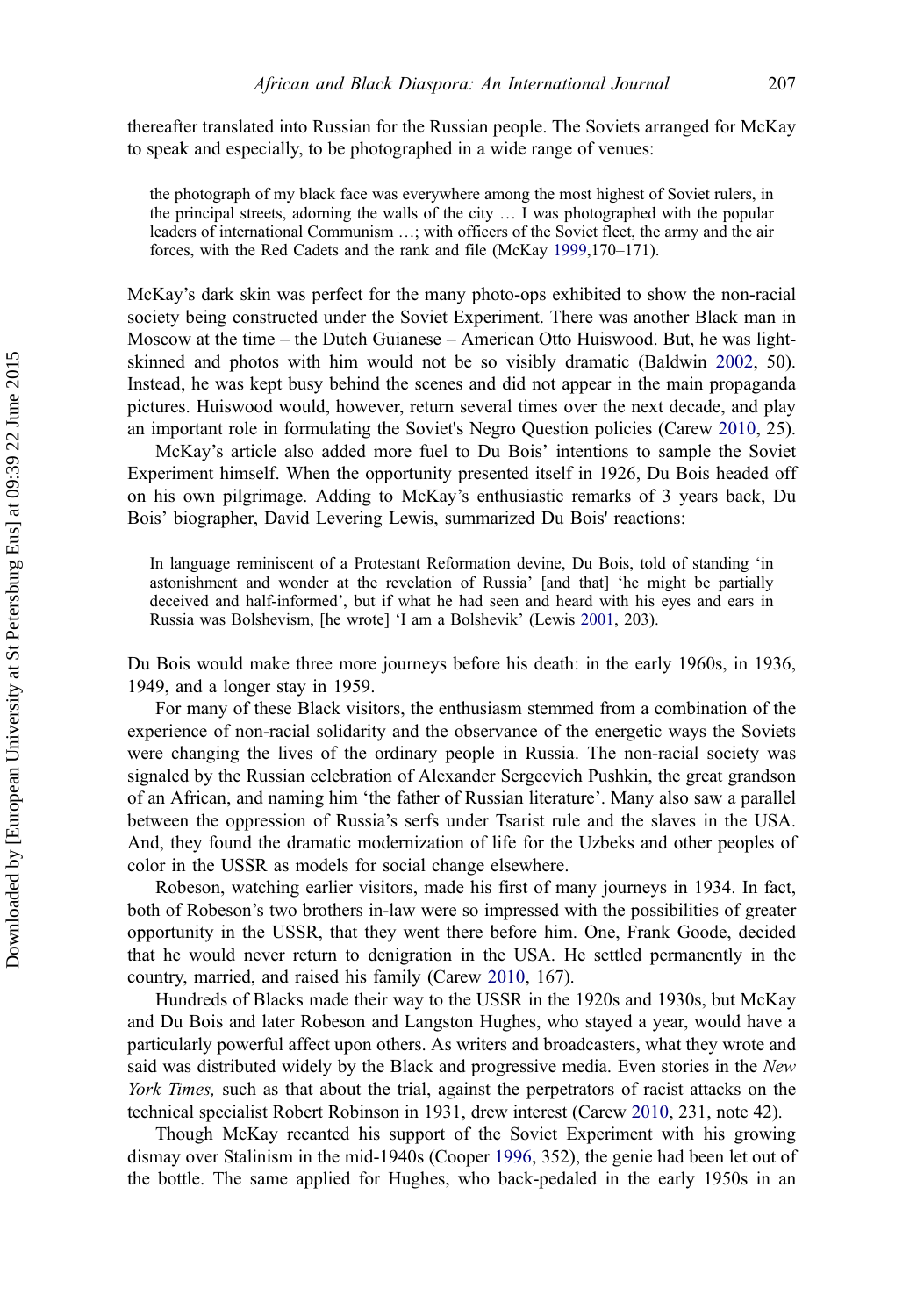thereafter translated into Russian for the Russian people. The Soviets arranged for McKay to speak and especially, to be photographed in a wide range of venues:

> the photograph of my black face was everywhere among the most highest of Soviet rulers, in the principal streets, adorning the walls of the city … I was photographed with the popular leaders of international Communism …; with officers of the Soviet fleet, the army and the air forces, with the Red Cadets and the rank and file (McKay 1999,170–171).

McKay's dark skin was perfect for the many photo-ops exhibited to show the non-racial society being constructed under the Soviet Experiment. There was another Black man in Moscow at the time – the Dutch Guianese – American Otto Huiswood. But, he was light-skinned and photos with him would not be so visibly dramatic (Baldwin 2002, 50). Instead, he was kept busy behind the scenes and did not appear in the main propaganda pictures. Huiswood would, however, return several times over the next decade, and play an important role in formulating the Soviet's Negro Question policies (Carew 2010, 25).

McKay's article also added more fuel to Du Bois' intentions to sample the Soviet Experiment himself. When the opportunity presented itself in 1926, Du Bois headed off on his own pilgrimage. Adding to McKay's enthusiastic remarks of 3 years back, Du Bois' biographer, David Levering Lewis, summarized Du Bois' reactions:

> In language reminiscent of a Protestant Reformation devine, Du Bois, told of standing 'in astonishment and wonder at the revelation of Russia' [and that] 'he might be partially deceived and half-informed', but if what he had seen and heard with his eyes and ears in Russia was Bolshevism, [he wrote] 'I am a Bolshevik' (Lewis 2001, 203).

Du Bois would make three more journeys before his death: in the early 1960s, in 1936, 1949, and a longer stay in 1959.

For many of these Black visitors, the enthusiasm stemmed from a combination of the experience of non-racial solidarity and the observance of the energetic ways the Soviets were changing the lives of the ordinary people in Russia. The non-racial society was signaled by the Russian celebration of Alexander Sergeevich Pushkin, the great grandson of an African, and naming him 'the father of Russian literature'. Many also saw a parallel between the oppression of Russia's serfs under Tsarist rule and the slaves in the USA. And, they found the dramatic modernization of life for the Uzbeks and other peoples of color in the USSR as models for social change elsewhere.

Robeson, watching earlier visitors, made his first of many journeys in 1934. In fact, both of Robeson's two brothers in-law were so impressed with the possibilities of greater opportunity in the USSR, that they went there before him. One, Frank Goode, decided that he would never return to denigration in the USA. He settled permanently in the country, married, and raised his family (Carew 2010, 167).

Hundreds of Blacks made their way to the USSR in the 1920s and 1930s, but McKay and Du Bois and later Robeson and Langston Hughes, who stayed a year, would have a particularly powerful affect upon others. As writers and broadcasters, what they wrote and said was distributed widely by the Black and progressive media. Even stories in the *New York Times,* such as that about the trial, against the perpetrators of racist attacks on the technical specialist Robert Robinson in 1931, drew interest (Carew 2010, 231, note 42).

Though McKay recanted his support of the Soviet Experiment with his growing dismay over Stalinism in the mid-1940s (Cooper 1996, 352), the genie had been let out of the bottle. The same applied for Hughes, who back-pedaled in the early 1950s in an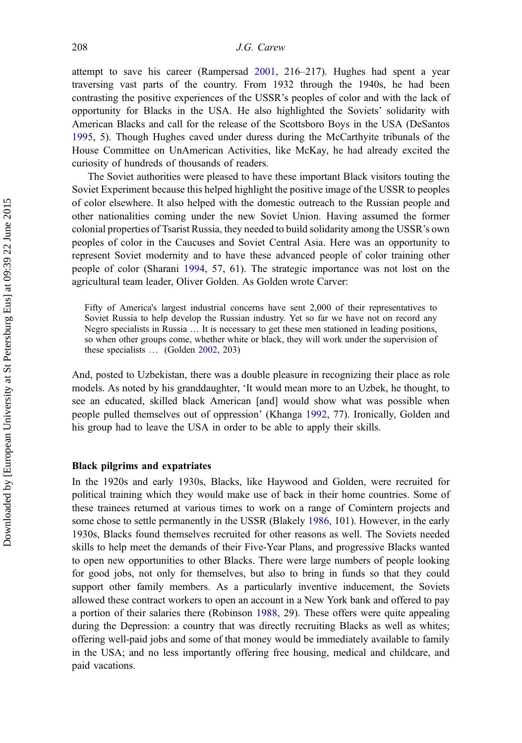attempt to save his career (Rampersad 2001, 216–217). Hughes had spent a year traversing vast parts of the country. From 1932 through the 1940s, he had been contrasting the positive experiences of the USSR's peoples of color and with the lack of opportunity for Blacks in the USA. He also highlighted the Soviets' solidarity with American Blacks and call for the release of the Scottsboro Boys in the USA (DeSantos 1995, 5). Though Hughes caved under duress during the McCarthyite tribunals of the House Committee on UnAmerican Activities, like McKay, he had already excited the curiosity of hundreds of thousands of readers.

The Soviet authorities were pleased to have these important Black visitors touting the Soviet Experiment because this helped highlight the positive image of the USSR to peoples of color elsewhere. It also helped with the domestic outreach to the Russian people and other nationalities coming under the new Soviet Union. Having assumed the former colonial properties of Tsarist Russia, they needed to build solidarity among the USSR's own peoples of color in the Caucuses and Soviet Central Asia. Here was an opportunity to represent Soviet modernity and to have these advanced people of color training other people of color (Sharani 1994, 57, 61). The strategic importance was not lost on the agricultural team leader, Oliver Golden. As Golden wrote Carver:

> Fifty of America's largest industrial concerns have sent 2,000 of their representatives to Soviet Russia to help develop the Russian industry. Yet so far we have not on record any Negro specialists in Russia … It is necessary to get these men stationed in leading positions, so when other groups come, whether white or black, they will work under the supervision of these specialists … (Golden 2002, 203)

And, posted to Uzbekistan, there was a double pleasure in recognizing their place as role models. As noted by his granddaughter, 'It would mean more to an Uzbek, he thought, to see an educated, skilled black American [and] would show what was possible when people pulled themselves out of oppression' (Khanga 1992, 77). Ironically, Golden and his group had to leave the USA in order to be able to apply their skills.

## Black pilgrims and expatriates

In the 1920s and early 1930s, Blacks, like Haywood and Golden, were recruited for political training which they would make use of back in their home countries. Some of these trainees returned at various times to work on a range of Comintern projects and some chose to settle permanently in the USSR (Blakely 1986, 101). However, in the early 1930s, Blacks found themselves recruited for other reasons as well. The Soviets needed skills to help meet the demands of their Five-Year Plans, and progressive Blacks wanted to open new opportunities to other Blacks. There were large numbers of people looking for good jobs, not only for themselves, but also to bring in funds so that they could support other family members. As a particularly inventive inducement, the Soviets allowed these contract workers to open an account in a New York bank and offered to pay a portion of their salaries there (Robinson 1988, 29). These offers were quite appealing during the Depression: a country that was directly recruiting Blacks as well as whites; offering well-paid jobs and some of that money would be immediately available to family in the USA; and no less importantly offering free housing, medical and childcare, and paid vacations.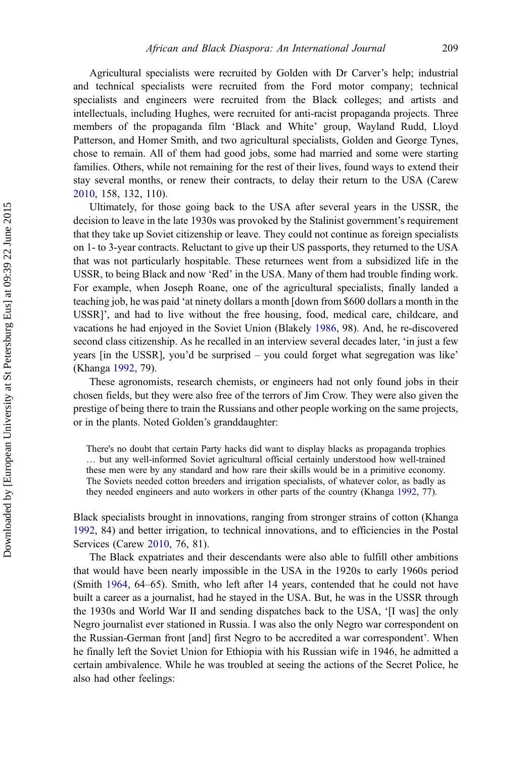Agricultural specialists were recruited by Golden with Dr Carver's help; industrial and technical specialists were recruited from the Ford motor company; technical specialists and engineers were recruited from the Black colleges; and artists and intellectuals, including Hughes, were recruited for anti-racist propaganda projects. Three members of the propaganda film 'Black and White' group, Wayland Rudd, Lloyd Patterson, and Homer Smith, and two agricultural specialists, Golden and George Tynes, chose to remain. All of them had good jobs, some had married and some were starting families. Others, while not remaining for the rest of their lives, found ways to extend their stay several months, or renew their contracts, to delay their return to the USA (Carew 2010, 158, 132, 110).

Ultimately, for those going back to the USA after several years in the USSR, the decision to leave in the late 1930s was provoked by the Stalinist government's requirement that they take up Soviet citizenship or leave. They could not continue as foreign specialists on 1- to 3-year contracts. Reluctant to give up their US passports, they returned to the USA that was not particularly hospitable. These returnees went from a subsidized life in the USSR, to being Black and now 'Red' in the USA. Many of them had trouble finding work. For example, when Joseph Roane, one of the agricultural specialists, finally landed a teaching job, he was paid 'at ninety dollars a month [down from $600 dollars a month in the USSR]', and had to live without the free housing, food, medical care, childcare, and vacations he had enjoyed in the Soviet Union (Blakely 1986, 98). And, he re-discovered second class citizenship. As he recalled in an interview several decades later, 'in just a few years [in the USSR], you'd be surprised – you could forget what segregation was like' (Khanga 1992, 79).

These agronomists, research chemists, or engineers had not only found jobs in their chosen fields, but they were also free of the terrors of Jim Crow. They were also given the prestige of being there to train the Russians and other people working on the same projects, or in the plants. Noted Golden's granddaughter:

> There's no doubt that certain Party hacks did want to display blacks as propaganda trophies … but any well-informed Soviet agricultural official certainly understood how well-trained these men were by any standard and how rare their skills would be in a primitive economy. The Soviets needed cotton breeders and irrigation specialists, of whatever color, as badly as they needed engineers and auto workers in other parts of the country (Khanga 1992, 77).

Black specialists brought in innovations, ranging from stronger strains of cotton (Khanga 1992, 84) and better irrigation, to technical innovations, and to efficiencies in the Postal Services (Carew 2010, 76, 81).

The Black expatriates and their descendants were also able to fulfill other ambitions that would have been nearly impossible in the USA in the 1920s to early 1960s period (Smith 1964, 64–65). Smith, who left after 14 years, contended that he could not have built a career as a journalist, had he stayed in the USA. But, he was in the USSR through the 1930s and World War II and sending dispatches back to the USA, '[I was] the only Negro journalist ever stationed in Russia. I was also the only Negro war correspondent on the Russian-German front [and] first Negro to be accredited a war correspondent'. When he finally left the Soviet Union for Ethiopia with his Russian wife in 1946, he admitted a certain ambivalence. While he was troubled at seeing the actions of the Secret Police, he also had other feelings: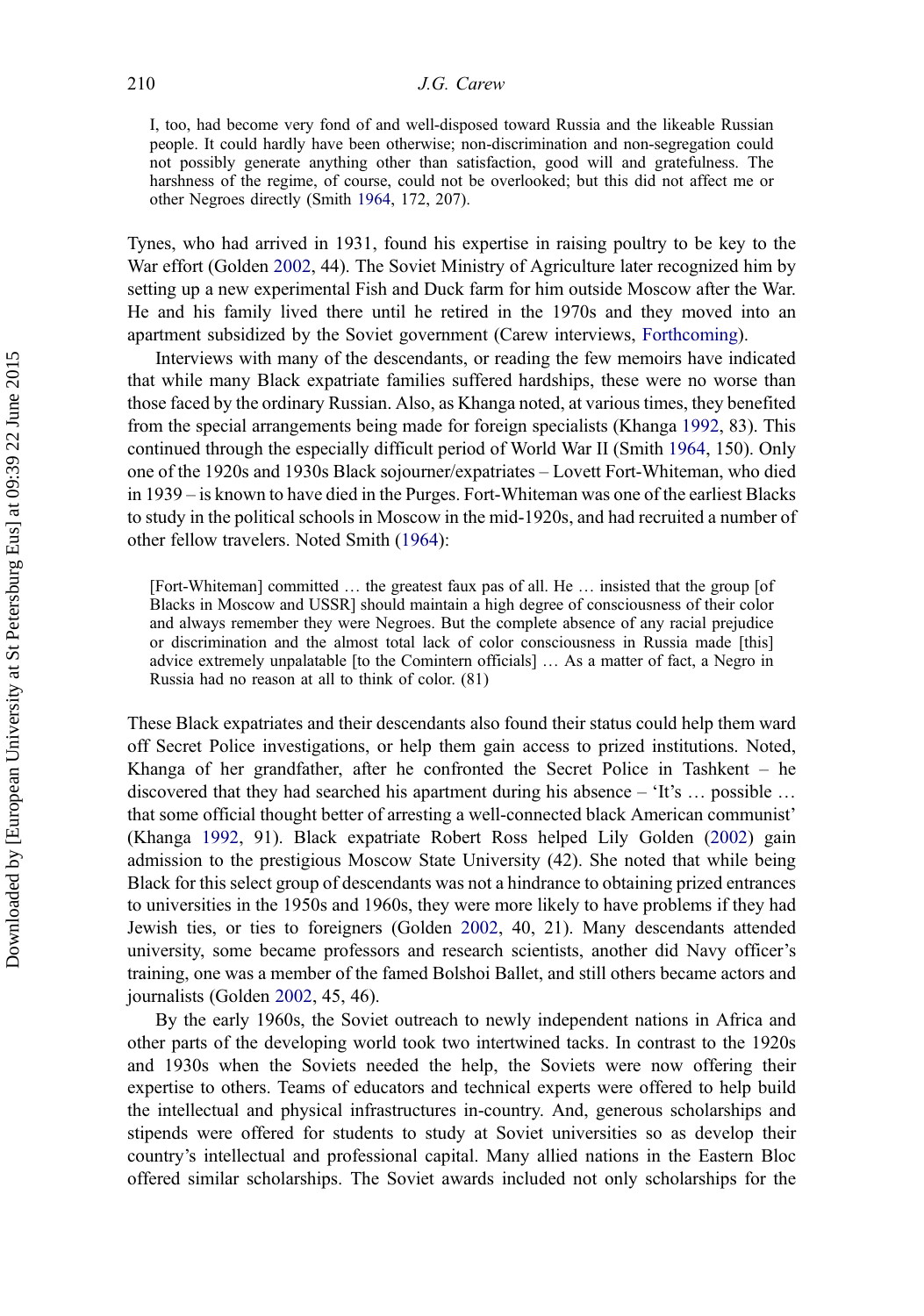> I, too, had become very fond of and well-disposed toward Russia and the likeable Russian people. It could hardly have been otherwise; non-discrimination and non-segregation could not possibly generate anything other than satisfaction, good will and gratefulness. The harshness of the regime, of course, could not be overlooked; but this did not affect me or other Negroes directly (Smith 1964, 172, 207).

Tynes, who had arrived in 1931, found his expertise in raising poultry to be key to the War effort (Golden 2002, 44). The Soviet Ministry of Agriculture later recognized him by setting up a new experimental Fish and Duck farm for him outside Moscow after the War. He and his family lived there until he retired in the 1970s and they moved into an apartment subsidized by the Soviet government (Carew interviews, Forthcoming).

Interviews with many of the descendants, or reading the few memoirs have indicated that while many Black expatriate families suffered hardships, these were no worse than those faced by the ordinary Russian. Also, as Khanga noted, at various times, they benefited from the special arrangements being made for foreign specialists (Khanga 1992, 83). This continued through the especially difficult period of World War II (Smith 1964, 150). Only one of the 1920s and 1930s Black sojourner/expatriates – Lovett Fort-Whiteman, who died in 1939 – is known to have died in the Purges. Fort-Whiteman was one of the earliest Blacks to study in the political schools in Moscow in the mid-1920s, and had recruited a number of other fellow travelers. Noted Smith (1964):

> [Fort-Whiteman] committed … the greatest faux pas of all. He … insisted that the group [of Blacks in Moscow and USSR] should maintain a high degree of consciousness of their color and always remember they were Negroes. But the complete absence of any racial prejudice or discrimination and the almost total lack of color consciousness in Russia made [this] advice extremely unpalatable [to the Comintern officials] … As a matter of fact, a Negro in Russia had no reason at all to think of color. (81)

These Black expatriates and their descendants also found their status could help them ward off Secret Police investigations, or help them gain access to prized institutions. Noted, Khanga of her grandfather, after he confronted the Secret Police in Tashkent – he discovered that they had searched his apartment during his absence – 'It's … possible … that some official thought better of arresting a well-connected black American communist' (Khanga 1992, 91). Black expatriate Robert Ross helped Lily Golden (2002) gain admission to the prestigious Moscow State University (42). She noted that while being Black for this select group of descendants was not a hindrance to obtaining prized entrances to universities in the 1950s and 1960s, they were more likely to have problems if they had Jewish ties, or ties to foreigners (Golden 2002, 40, 21). Many descendants attended university, some became professors and research scientists, another did Navy officer's training, one was a member of the famed Bolshoi Ballet, and still others became actors and journalists (Golden 2002, 45, 46).

By the early 1960s, the Soviet outreach to newly independent nations in Africa and other parts of the developing world took two intertwined tacks. In contrast to the 1920s and 1930s when the Soviets needed the help, the Soviets were now offering their expertise to others. Teams of educators and technical experts were offered to help build the intellectual and physical infrastructures in-country. And, generous scholarships and stipends were offered for students to study at Soviet universities so as develop their country's intellectual and professional capital. Many allied nations in the Eastern Bloc offered similar scholarships. The Soviet awards included not only scholarships for the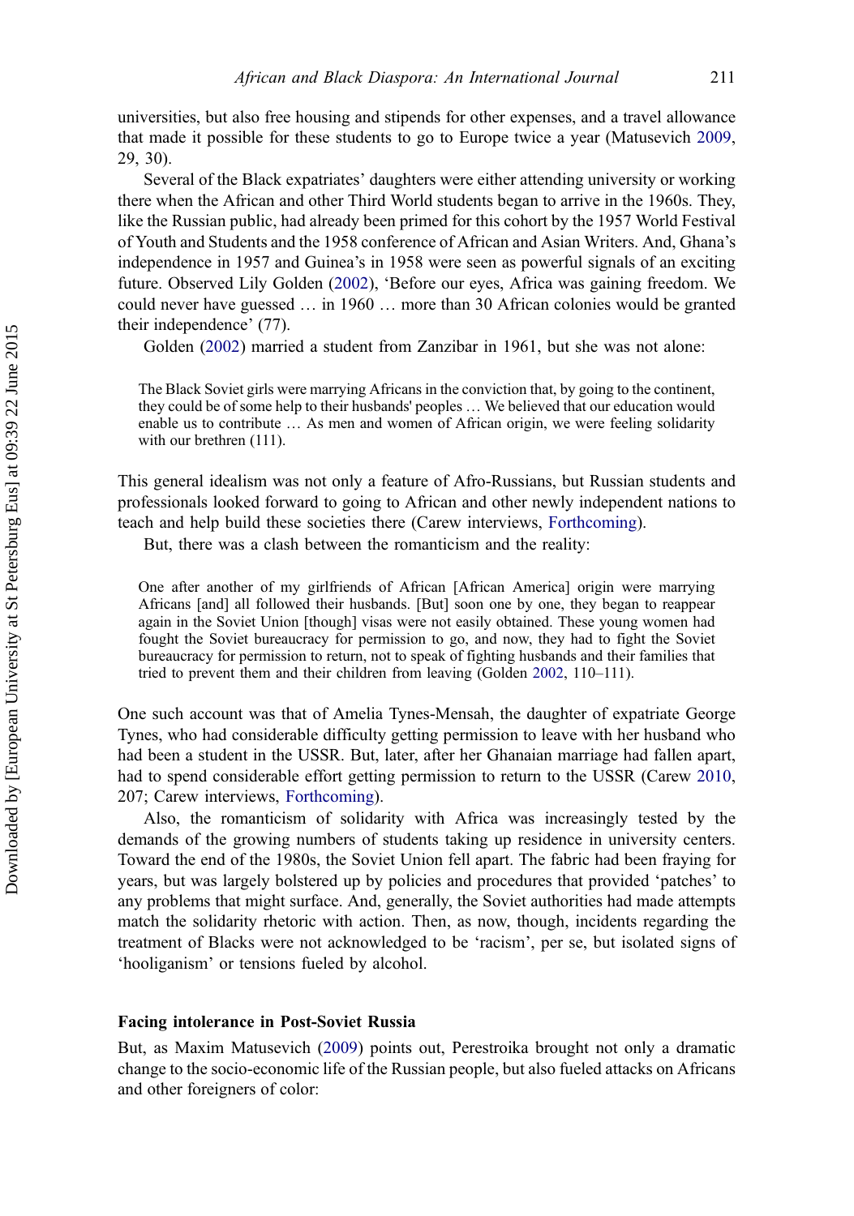universities, but also free housing and stipends for other expenses, and a travel allowance that made it possible for these students to go to Europe twice a year (Matusevich 2009, 29, 30).

Several of the Black expatriates' daughters were either attending university or working there when the African and other Third World students began to arrive in the 1960s. They, like the Russian public, had already been primed for this cohort by the 1957 World Festival of Youth and Students and the 1958 conference of African and Asian Writers. And, Ghana's independence in 1957 and Guinea's in 1958 were seen as powerful signals of an exciting future. Observed Lily Golden (2002), 'Before our eyes, Africa was gaining freedom. We could never have guessed … in 1960 … more than 30 African colonies would be granted their independence' (77).

Golden (2002) married a student from Zanzibar in 1961, but she was not alone:

> The Black Soviet girls were marrying Africans in the conviction that, by going to the continent, they could be of some help to their husbands' peoples … We believed that our education would enable us to contribute … As men and women of African origin, we were feeling solidarity with our brethren (111).

This general idealism was not only a feature of Afro-Russians, but Russian students and professionals looked forward to going to African and other newly independent nations to teach and help build these societies there (Carew interviews, Forthcoming).

But, there was a clash between the romanticism and the reality:

> One after another of my girlfriends of African [African America] origin were marrying Africans [and] all followed their husbands. [But] soon one by one, they began to reappear again in the Soviet Union [though] visas were not easily obtained. These young women had fought the Soviet bureaucracy for permission to go, and now, they had to fight the Soviet bureaucracy for permission to return, not to speak of fighting husbands and their families that tried to prevent them and their children from leaving (Golden 2002, 110–111).

One such account was that of Amelia Tynes-Mensah, the daughter of expatriate George Tynes, who had considerable difficulty getting permission to leave with her husband who had been a student in the USSR. But, later, after her Ghanaian marriage had fallen apart, had to spend considerable effort getting permission to return to the USSR (Carew 2010, 207; Carew interviews, Forthcoming).

Also, the romanticism of solidarity with Africa was increasingly tested by the demands of the growing numbers of students taking up residence in university centers. Toward the end of the 1980s, the Soviet Union fell apart. The fabric had been fraying for years, but was largely bolstered up by policies and procedures that provided 'patches' to any problems that might surface. And, generally, the Soviet authorities had made attempts match the solidarity rhetoric with action. Then, as now, though, incidents regarding the treatment of Blacks were not acknowledged to be 'racism', per se, but isolated signs of 'hooliganism' or tensions fueled by alcohol.

## Facing intolerance in Post-Soviet Russia

But, as Maxim Matusevich (2009) points out, Perestroika brought not only a dramatic change to the socio-economic life of the Russian people, but also fueled attacks on Africans and other foreigners of color: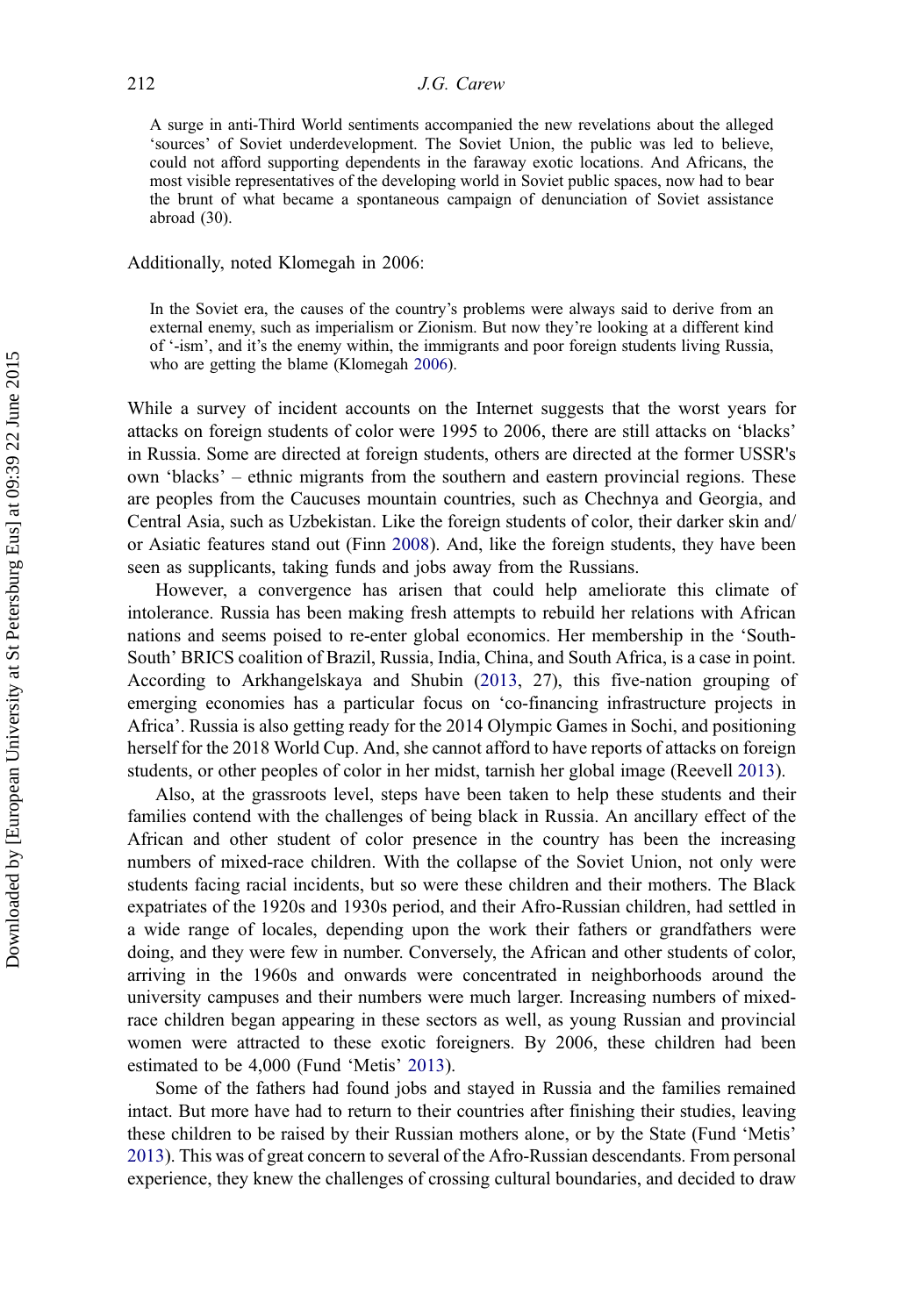> A surge in anti-Third World sentiments accompanied the new revelations about the alleged 'sources' of Soviet underdevelopment. The Soviet Union, the public was led to believe, could not afford supporting dependents in the faraway exotic locations. And Africans, the most visible representatives of the developing world in Soviet public spaces, now had to bear the brunt of what became a spontaneous campaign of denunciation of Soviet assistance abroad (30).

Additionally, noted Klomegah in 2006:

> In the Soviet era, the causes of the country's problems were always said to derive from an external enemy, such as imperialism or Zionism. But now they're looking at a different kind of '-ism', and it's the enemy within, the immigrants and poor foreign students living Russia, who are getting the blame (Klomegah 2006).

While a survey of incident accounts on the Internet suggests that the worst years for attacks on foreign students of color were 1995 to 2006, there are still attacks on 'blacks' in Russia. Some are directed at foreign students, others are directed at the former USSR's own 'blacks' – ethnic migrants from the southern and eastern provincial regions. These are peoples from the Caucuses mountain countries, such as Chechnya and Georgia, and Central Asia, such as Uzbekistan. Like the foreign students of color, their darker skin and/or Asiatic features stand out (Finn 2008). And, like the foreign students, they have been seen as supplicants, taking funds and jobs away from the Russians.

However, a convergence has arisen that could help ameliorate this climate of intolerance. Russia has been making fresh attempts to rebuild her relations with African nations and seems poised to re-enter global economics. Her membership in the 'South-South' BRICS coalition of Brazil, Russia, India, China, and South Africa, is a case in point. According to Arkhangelskaya and Shubin (2013, 27), this five-nation grouping of emerging economies has a particular focus on 'co-financing infrastructure projects in Africa'. Russia is also getting ready for the 2014 Olympic Games in Sochi, and positioning herself for the 2018 World Cup. And, she cannot afford to have reports of attacks on foreign students, or other peoples of color in her midst, tarnish her global image (Reevell 2013).

Also, at the grassroots level, steps have been taken to help these students and their families contend with the challenges of being black in Russia. An ancillary effect of the African and other student of color presence in the country has been the increasing numbers of mixed-race children. With the collapse of the Soviet Union, not only were students facing racial incidents, but so were these children and their mothers. The Black expatriates of the 1920s and 1930s period, and their Afro-Russian children, had settled in a wide range of locales, depending upon the work their fathers or grandfathers were doing, and they were few in number. Conversely, the African and other students of color, arriving in the 1960s and onwards were concentrated in neighborhoods around the university campuses and their numbers were much larger. Increasing numbers of mixed-race children began appearing in these sectors as well, as young Russian and provincial women were attracted to these exotic foreigners. By 2006, these children had been estimated to be 4,000 (Fund 'Metis' 2013).

Some of the fathers had found jobs and stayed in Russia and the families remained intact. But more have had to return to their countries after finishing their studies, leaving these children to be raised by their Russian mothers alone, or by the State (Fund 'Metis' 2013). This was of great concern to several of the Afro-Russian descendants. From personal experience, they knew the challenges of crossing cultural boundaries, and decided to draw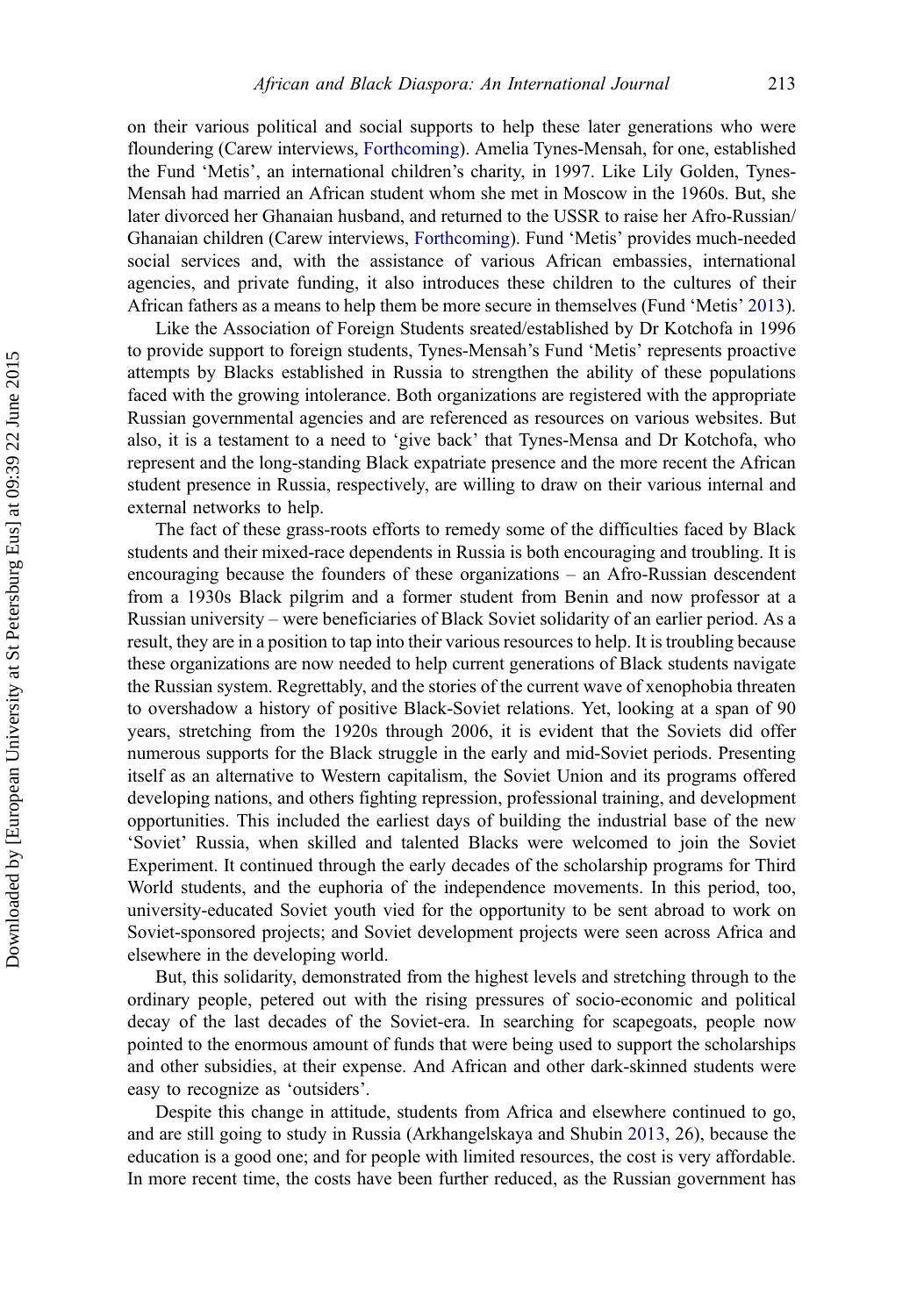on their various political and social supports to help these later generations who were floundering (Carew interviews, Forthcoming). Amelia Tynes-Mensah, for one, established the Fund 'Metis', an international children's charity, in 1997. Like Lily Golden, Tynes-Mensah had married an African student whom she met in Moscow in the 1960s. But, she later divorced her Ghanaian husband, and returned to the USSR to raise her Afro-Russian/Ghanaian children (Carew interviews, Forthcoming). Fund 'Metis' provides much-needed social services and, with the assistance of various African embassies, international agencies, and private funding, it also introduces these children to the cultures of their African fathers as a means to help them be more secure in themselves (Fund 'Metis' 2013).

Like the Association of Foreign Students sreated/established by Dr Kotchofa in 1996 to provide support to foreign students, Tynes-Mensah's Fund 'Metis' represents proactive attempts by Blacks established in Russia to strengthen the ability of these populations faced with the growing intolerance. Both organizations are registered with the appropriate Russian governmental agencies and are referenced as resources on various websites. But also, it is a testament to a need to 'give back' that Tynes-Mensa and Dr Kotchofa, who represent and the long-standing Black expatriate presence and the more recent the African student presence in Russia, respectively, are willing to draw on their various internal and external networks to help.

The fact of these grass-roots efforts to remedy some of the difficulties faced by Black students and their mixed-race dependents in Russia is both encouraging and troubling. It is encouraging because the founders of these organizations – an Afro-Russian descendent from a 1930s Black pilgrim and a former student from Benin and now professor at a Russian university – were beneficiaries of Black Soviet solidarity of an earlier period. As a result, they are in a position to tap into their various resources to help. It is troubling because these organizations are now needed to help current generations of Black students navigate the Russian system. Regrettably, and the stories of the current wave of xenophobia threaten to overshadow a history of positive Black-Soviet relations. Yet, looking at a span of 90 years, stretching from the 1920s through 2006, it is evident that the Soviets did offer numerous supports for the Black struggle in the early and mid-Soviet periods. Presenting itself as an alternative to Western capitalism, the Soviet Union and its programs offered developing nations, and others fighting repression, professional training, and development opportunities. This included the earliest days of building the industrial base of the new 'Soviet' Russia, when skilled and talented Blacks were welcomed to join the Soviet Experiment. It continued through the early decades of the scholarship programs for Third World students, and the euphoria of the independence movements. In this period, too, university-educated Soviet youth vied for the opportunity to be sent abroad to work on Soviet-sponsored projects; and Soviet development projects were seen across Africa and elsewhere in the developing world.

But, this solidarity, demonstrated from the highest levels and stretching through to the ordinary people, petered out with the rising pressures of socio-economic and political decay of the last decades of the Soviet-era. In searching for scapegoats, people now pointed to the enormous amount of funds that were being used to support the scholarships and other subsidies, at their expense. And African and other dark-skinned students were easy to recognize as 'outsiders'.

Despite this change in attitude, students from Africa and elsewhere continued to go, and are still going to study in Russia (Arkhangelskaya and Shubin 2013, 26), because the education is a good one; and for people with limited resources, the cost is very affordable. In more recent time, the costs have been further reduced, as the Russian government has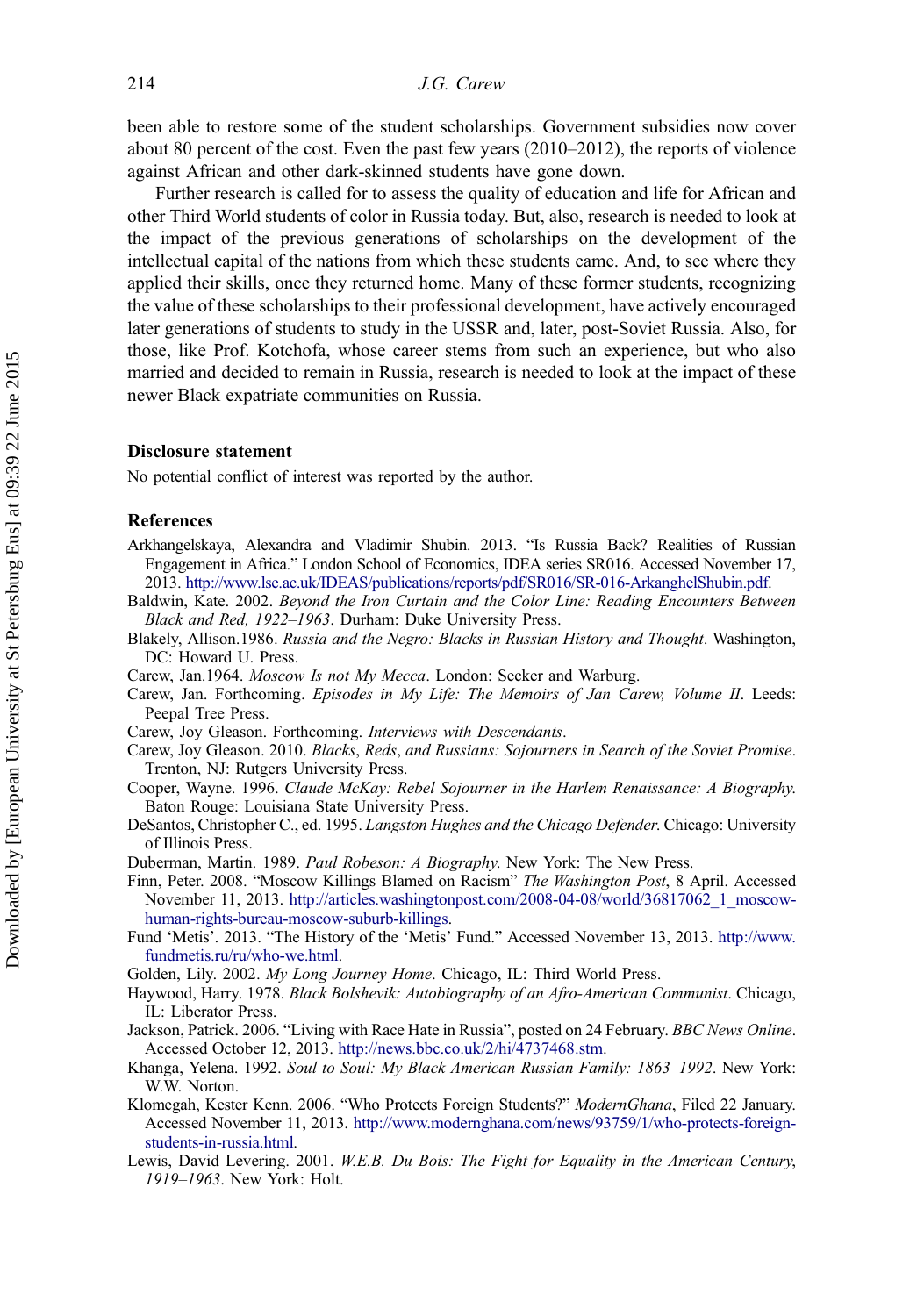been able to restore some of the student scholarships. Government subsidies now cover about 80 percent of the cost. Even the past few years (2010–2012), the reports of violence against African and other dark-skinned students have gone down.

Further research is called for to assess the quality of education and life for African and other Third World students of color in Russia today. But, also, research is needed to look at the impact of the previous generations of scholarships on the development of the intellectual capital of the nations from which these students came. And, to see where they applied their skills, once they returned home. Many of these former students, recognizing the value of these scholarships to their professional development, have actively encouraged later generations of students to study in the USSR and, later, post-Soviet Russia. Also, for those, like Prof. Kotchofa, whose career stems from such an experience, but who also married and decided to remain in Russia, research is needed to look at the impact of these newer Black expatriate communities on Russia.

## Disclosure statement

No potential conflict of interest was reported by the author.

## References

Arkhangelskaya, Alexandra and Vladimir Shubin. 2013. "Is Russia Back? Realities of Russian Engagement in Africa." London School of Economics, IDEA series SR016. Accessed November 17, 2013. http://www.lse.ac.uk/IDEAS/publications/reports/pdf/SR016/SR-016-ArkanghelShubin.pdf.

Baldwin, Kate. 2002. *Beyond the Iron Curtain and the Color Line: Reading Encounters Between Black and Red, 1922–1963*. Durham: Duke University Press.

Blakely, Allison.1986. *Russia and the Negro: Blacks in Russian History and Thought*. Washington, DC: Howard U. Press.

Carew, Jan.1964. *Moscow Is not My Mecca*. London: Secker and Warburg.

Carew, Jan. Forthcoming. *Episodes in My Life: The Memoirs of Jan Carew, Volume II*. Leeds: Peepal Tree Press.

Carew, Joy Gleason. Forthcoming. *Interviews with Descendants*.

Carew, Joy Gleason. 2010. *Blacks, Reds, and Russians: Sojourners in Search of the Soviet Promise*. Trenton, NJ: Rutgers University Press.

Cooper, Wayne. 1996. *Claude McKay: Rebel Sojourner in the Harlem Renaissance: A Biography.* Baton Rouge: Louisiana State University Press.

DeSantos, Christopher C., ed. 1995. *Langston Hughes and the Chicago Defender*. Chicago: University of Illinois Press.

Duberman, Martin. 1989. *Paul Robeson: A Biography.* New York: The New Press.

Finn, Peter. 2008. "Moscow Killings Blamed on Racism" *The Washington Post*, 8 April. Accessed November 11, 2013. http://articles.washingtonpost.com/2008-04-08/world/36817062_1_moscow-human-rights-bureau-moscow-suburb-killings.

Fund 'Metis'. 2013. "The History of the 'Metis' Fund." Accessed November 13, 2013. http://www.fundmetis.ru/ru/who-we.html.

Golden, Lily. 2002. *My Long Journey Home*. Chicago, IL: Third World Press.

Haywood, Harry. 1978. *Black Bolshevik: Autobiography of an Afro-American Communist*. Chicago, IL: Liberator Press.

Jackson, Patrick. 2006. "Living with Race Hate in Russia", posted on 24 February. *BBC News Online*. Accessed October 12, 2013. http://news.bbc.co.uk/2/hi/4737468.stm.

Khanga, Yelena. 1992. *Soul to Soul: My Black American Russian Family: 1863–1992*. New York: W.W. Norton.

Klomegah, Kester Kenn. 2006. "Who Protects Foreign Students?" *ModernGhana*, Filed 22 January. Accessed November 11, 2013. http://www.modernghana.com/news/93759/1/who-protects-foreign-students-in-russia.html.

Lewis, David Levering. 2001. *W.E.B. Du Bois: The Fight for Equality in the American Century, 1919–1963*. New York: Holt.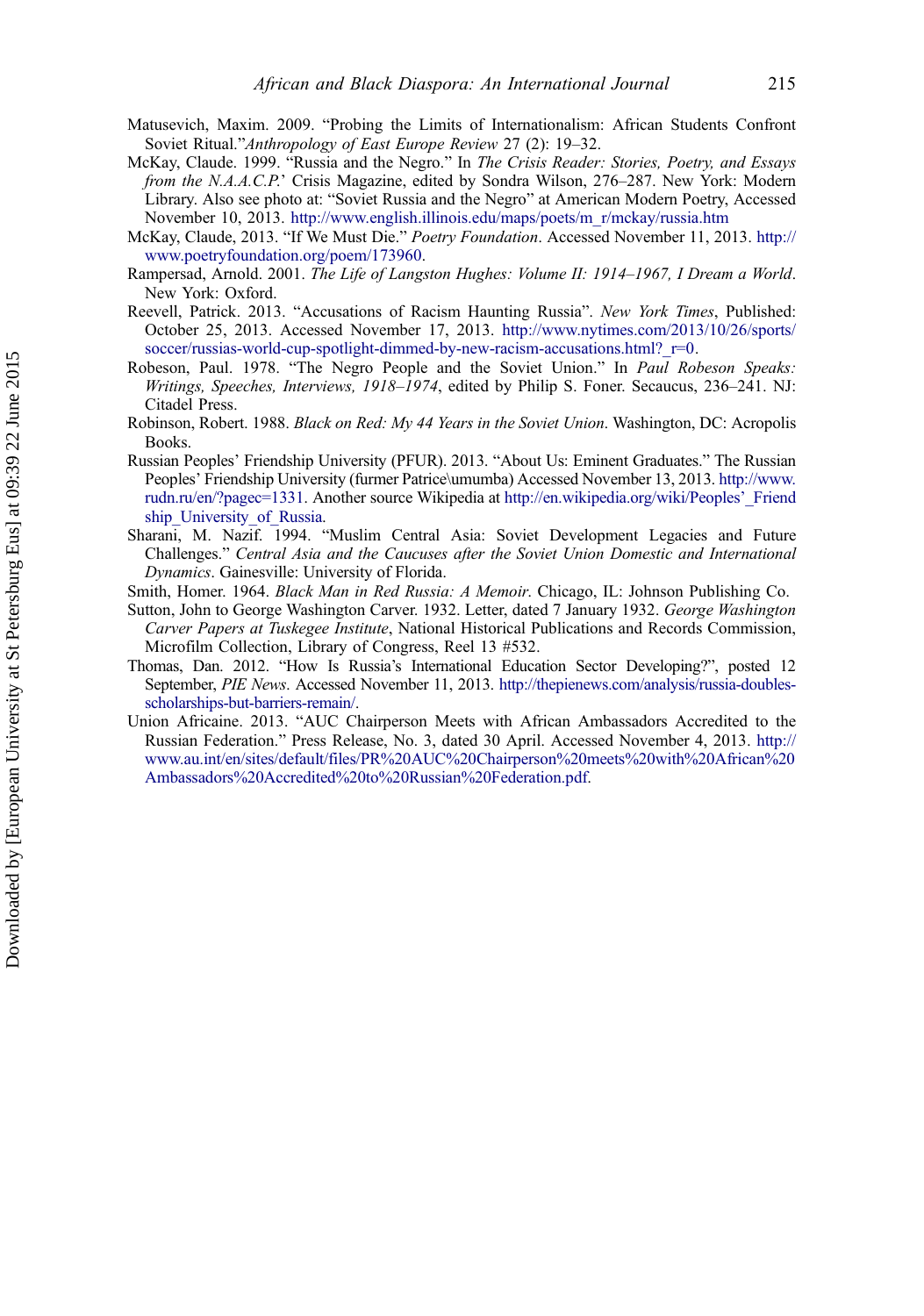Matusevich, Maxim. 2009. "Probing the Limits of Internationalism: African Students Confront Soviet Ritual."*Anthropology of East Europe Review* 27 (2): 19–32.

McKay, Claude. 1999. "Russia and the Negro." In *The Crisis Reader: Stories, Poetry, and Essays from the N.A.A.C.P.*' Crisis Magazine, edited by Sondra Wilson, 276–287. New York: Modern Library. Also see photo at: "Soviet Russia and the Negro" at American Modern Poetry, Accessed November 10, 2013. http://www.english.illinois.edu/maps/poets/m_r/mckay/russia.htm

McKay, Claude, 2013. "If We Must Die." *Poetry Foundation*. Accessed November 11, 2013. http://www.poetryfoundation.org/poem/173960.

Rampersad, Arnold. 2001. *The Life of Langston Hughes: Volume II: 1914–1967, I Dream a World*. New York: Oxford.

Reevell, Patrick. 2013. "Accusations of Racism Haunting Russia". *New York Times*, Published: October 25, 2013. Accessed November 17, 2013. http://www.nytimes.com/2013/10/26/sports/soccer/russias-world-cup-spotlight-dimmed-by-new-racism-accusations.html?_r=0.

Robeson, Paul. 1978. "The Negro People and the Soviet Union." In *Paul Robeson Speaks: Writings, Speeches, Interviews, 1918–1974*, edited by Philip S. Foner. Secaucus, 236–241. NJ: Citadel Press.

Robinson, Robert. 1988. *Black on Red: My 44 Years in the Soviet Union*. Washington, DC: Acropolis Books.

Russian Peoples' Friendship University (PFUR). 2013. "About Us: Eminent Graduates." The Russian Peoples' Friendship University (furmer Patrice\umumba) Accessed November 13, 2013. http://www.rudn.ru/en/?pagec=1331. Another source Wikipedia at http://en.wikipedia.org/wiki/Peoples'_Friendship_University_of_Russia.

Sharani, M. Nazif. 1994. "Muslim Central Asia: Soviet Development Legacies and Future Challenges." *Central Asia and the Caucuses after the Soviet Union Domestic and International Dynamics*. Gainesville: University of Florida.

Smith, Homer. 1964. *Black Man in Red Russia: A Memoir*. Chicago, IL: Johnson Publishing Co.

Sutton, John to George Washington Carver. 1932. Letter, dated 7 January 1932. *George Washington Carver Papers at Tuskegee Institute*, National Historical Publications and Records Commission, Microfilm Collection, Library of Congress, Reel 13 #532.

Thomas, Dan. 2012. "How Is Russia's International Education Sector Developing?", posted 12 September, *PIE News*. Accessed November 11, 2013. http://thepienews.com/analysis/russia-doubles-scholarships-but-barriers-remain/.

Union Africaine. 2013. "AUC Chairperson Meets with African Ambassadors Accredited to the Russian Federation." Press Release, No. 3, dated 30 April. Accessed November 4, 2013. http://www.au.int/en/sites/default/files/PR%20AUC%20Chairperson%20meets%20with%20African%20Ambassadors%20Accredited%20to%20Russian%20Federation.pdf.